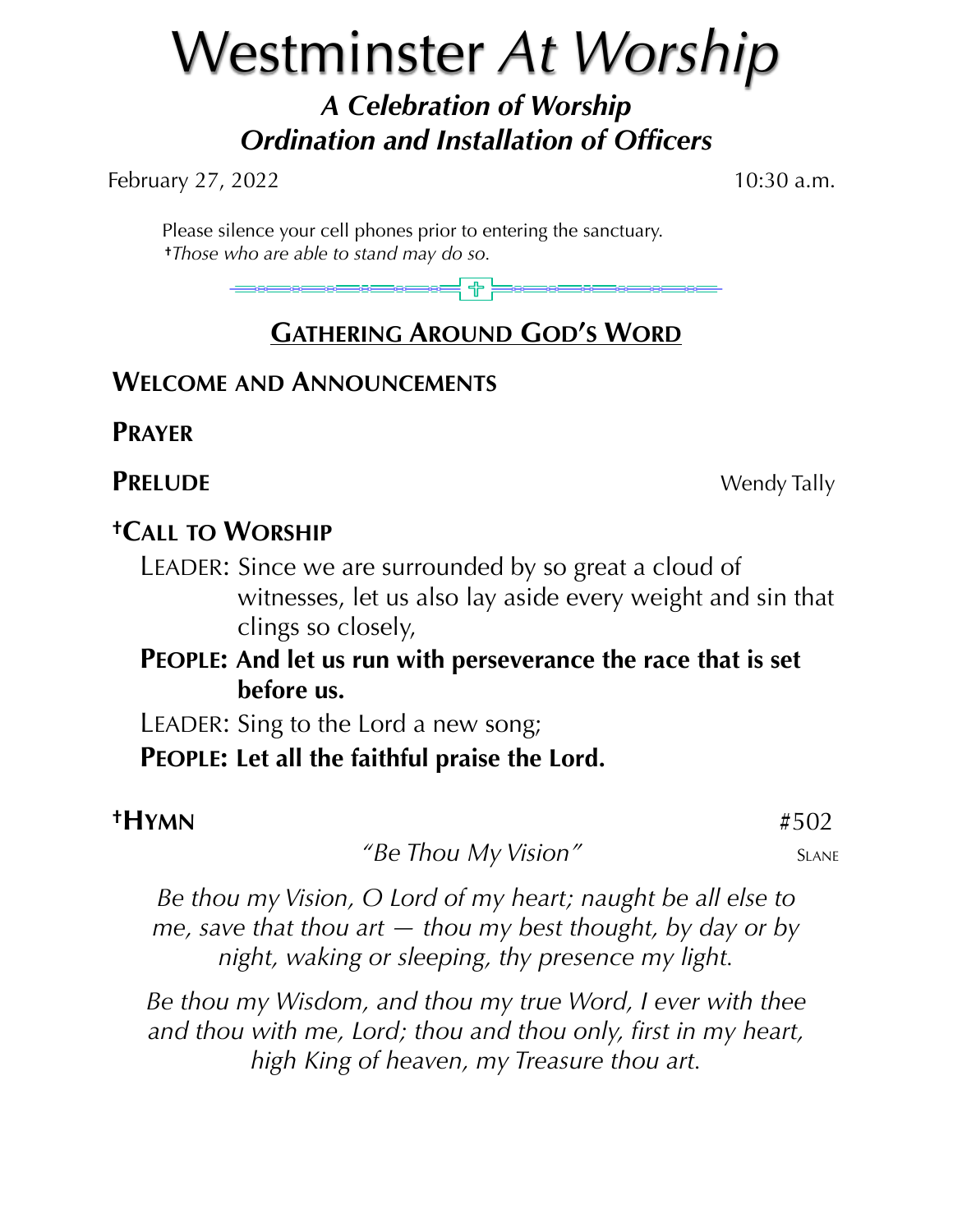# Westminster *At Worship*

## *A Celebration of Worship*
## *Ordination and Installation of Officers*

February 27, 2022 10:30 a.m.

Please silence your cell phones prior to entering the sanctuary.
†*Those who are able to stand may do so.*

## GATHERING AROUND GOD'S WORD

### WELCOME AND ANNOUNCEMENTS

### PRAYER

### PRELUDE
Wendy Tally

### †CALL TO WORSHIP

LEADER: Since we are surrounded by so great a cloud of witnesses, let us also lay aside every weight and sin that clings so closely,

**PEOPLE: And let us run with perseverance the race that is set before us.**

LEADER: Sing to the Lord a new song;

**PEOPLE: Let all the faithful praise the Lord.**

### †HYMN
#502

*"Be Thou My Vision"* SLANE

*Be thou my Vision, O Lord of my heart; naught be all else to me, save that thou art — thou my best thought, by day or by night, waking or sleeping, thy presence my light.*

*Be thou my Wisdom, and thou my true Word, I ever with thee and thou with me, Lord; thou and thou only, first in my heart, high King of heaven, my Treasure thou art.*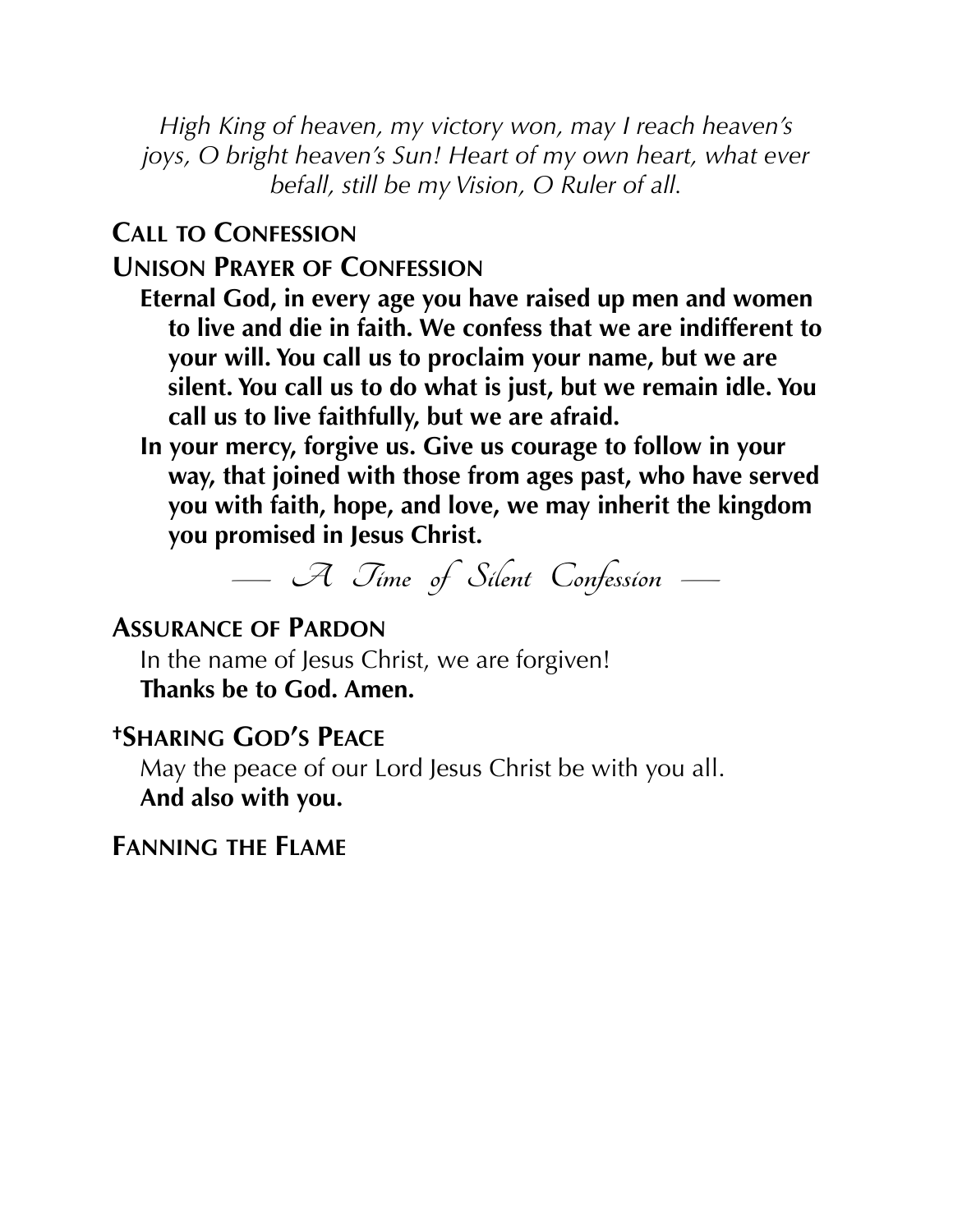*High King of heaven, my victory won, may I reach heaven's joys, O bright heaven's Sun! Heart of my own heart, what ever befall, still be my Vision, O Ruler of all.*

## Call to Confession

## Unison Prayer of Confession

**Eternal God, in every age you have raised up men and women to live and die in faith. We confess that we are indifferent to your will. You call us to proclaim your name, but we are silent. You call us to do what is just, but we remain idle. You call us to live faithfully, but we are afraid.**

**In your mercy, forgive us. Give us courage to follow in your way, that joined with those from ages past, who have served you with faith, hope, and love, we may inherit the kingdom you promised in Jesus Christ.**

*— A Time of Silent Confession —*

## Assurance of Pardon

In the name of Jesus Christ, we are forgiven!
**Thanks be to God. Amen.**

## †Sharing God's Peace

May the peace of our Lord Jesus Christ be with you all.
**And also with you.**

## Fanning the Flame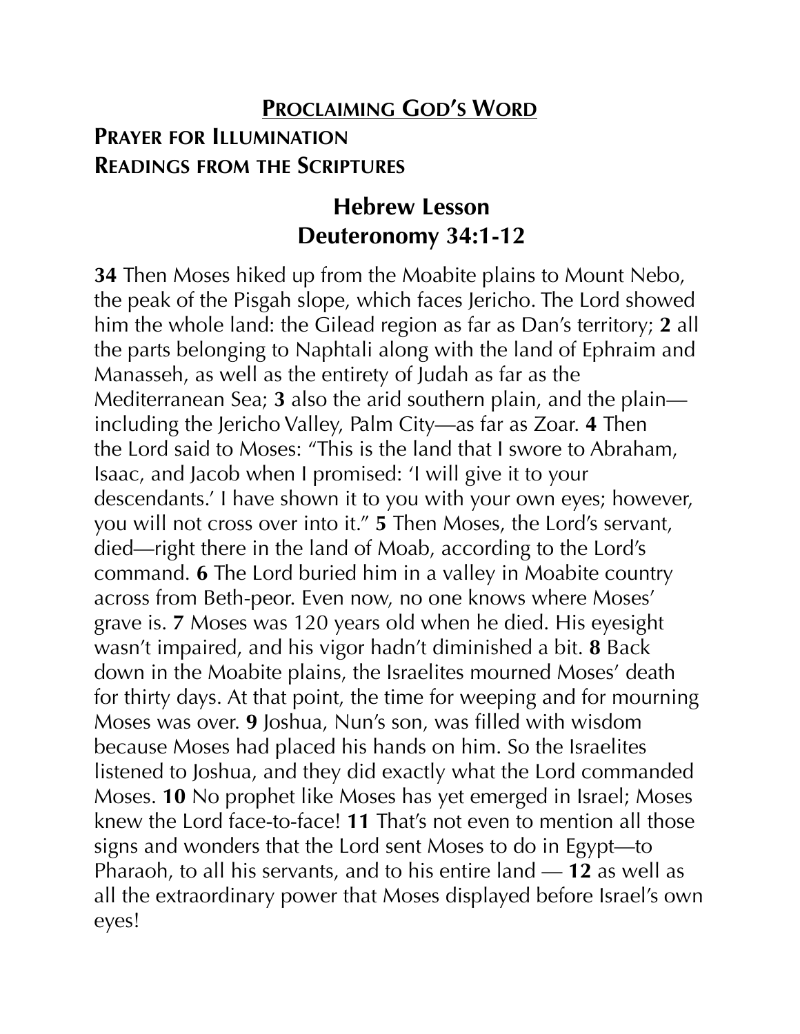## PROCLAIMING GOD'S WORD

### PRAYER FOR ILLUMINATION

### READINGS FROM THE SCRIPTURES

### Hebrew Lesson
### Deuteronomy 34:1-12

**34** Then Moses hiked up from the Moabite plains to Mount Nebo, the peak of the Pisgah slope, which faces Jericho. The Lord showed him the whole land: the Gilead region as far as Dan's territory; **2** all the parts belonging to Naphtali along with the land of Ephraim and Manasseh, as well as the entirety of Judah as far as the Mediterranean Sea; **3** also the arid southern plain, and the plain—including the Jericho Valley, Palm City—as far as Zoar. **4** Then the Lord said to Moses: "This is the land that I swore to Abraham, Isaac, and Jacob when I promised: 'I will give it to your descendants.' I have shown it to you with your own eyes; however, you will not cross over into it." **5** Then Moses, the Lord's servant, died—right there in the land of Moab, according to the Lord's command. **6** The Lord buried him in a valley in Moabite country across from Beth-peor. Even now, no one knows where Moses' grave is. **7** Moses was 120 years old when he died. His eyesight wasn't impaired, and his vigor hadn't diminished a bit. **8** Back down in the Moabite plains, the Israelites mourned Moses' death for thirty days. At that point, the time for weeping and for mourning Moses was over. **9** Joshua, Nun's son, was filled with wisdom because Moses had placed his hands on him. So the Israelites listened to Joshua, and they did exactly what the Lord commanded Moses. **10** No prophet like Moses has yet emerged in Israel; Moses knew the Lord face-to-face! **11** That's not even to mention all those signs and wonders that the Lord sent Moses to do in Egypt—to Pharaoh, to all his servants, and to his entire land — **12** as well as all the extraordinary power that Moses displayed before Israel's own eyes!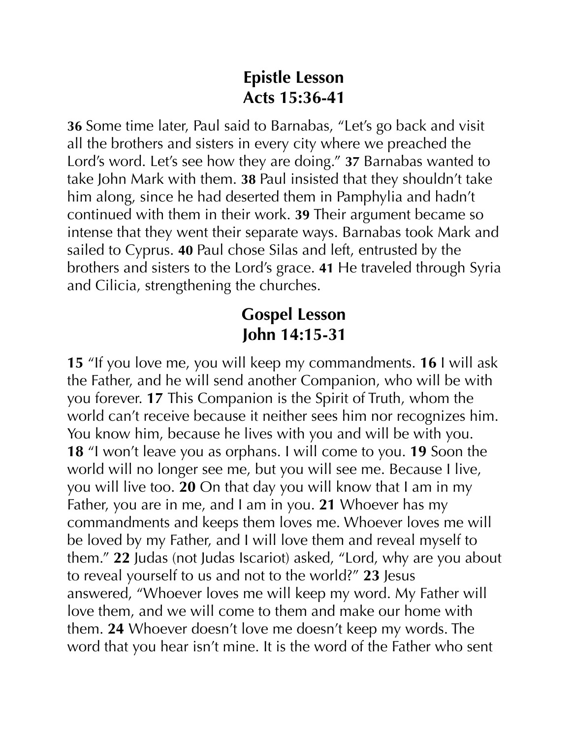## Epistle Lesson
## Acts 15:36-41

**36** Some time later, Paul said to Barnabas, "Let's go back and visit all the brothers and sisters in every city where we preached the Lord's word. Let's see how they are doing." **37** Barnabas wanted to take John Mark with them. **38** Paul insisted that they shouldn't take him along, since he had deserted them in Pamphylia and hadn't continued with them in their work. **39** Their argument became so intense that they went their separate ways. Barnabas took Mark and sailed to Cyprus. **40** Paul chose Silas and left, entrusted by the brothers and sisters to the Lord's grace. **41** He traveled through Syria and Cilicia, strengthening the churches.

## Gospel Lesson
## John 14:15-31

**15** "If you love me, you will keep my commandments. **16** I will ask the Father, and he will send another Companion, who will be with you forever. **17** This Companion is the Spirit of Truth, whom the world can't receive because it neither sees him nor recognizes him. You know him, because he lives with you and will be with you. **18** "I won't leave you as orphans. I will come to you. **19** Soon the world will no longer see me, but you will see me. Because I live, you will live too. **20** On that day you will know that I am in my Father, you are in me, and I am in you. **21** Whoever has my commandments and keeps them loves me. Whoever loves me will be loved by my Father, and I will love them and reveal myself to them." **22** Judas (not Judas Iscariot) asked, "Lord, why are you about to reveal yourself to us and not to the world?" **23** Jesus answered, "Whoever loves me will keep my word. My Father will love them, and we will come to them and make our home with them. **24** Whoever doesn't love me doesn't keep my words. The word that you hear isn't mine. It is the word of the Father who sent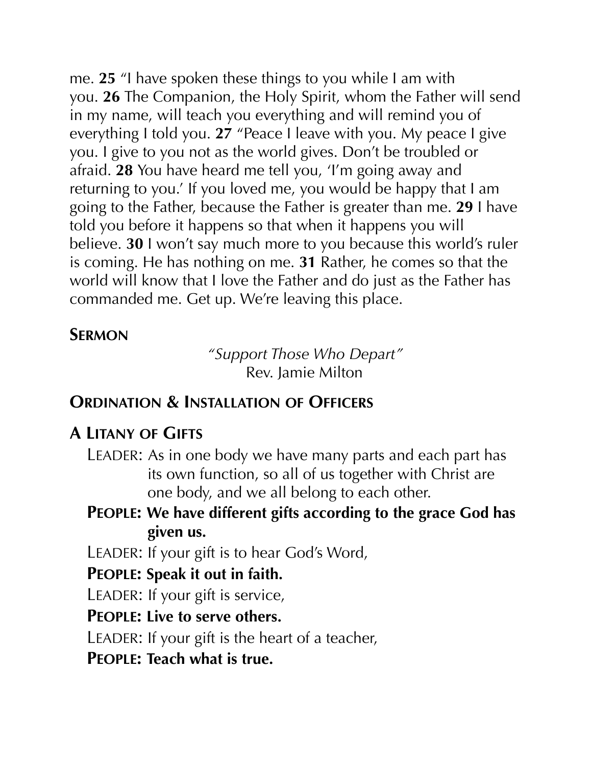me. **25** "I have spoken these things to you while I am with you. **26** The Companion, the Holy Spirit, whom the Father will send in my name, will teach you everything and will remind you of everything I told you. **27** "Peace I leave with you. My peace I give you. I give to you not as the world gives. Don't be troubled or afraid. **28** You have heard me tell you, 'I'm going away and returning to you.' If you loved me, you would be happy that I am going to the Father, because the Father is greater than me. **29** I have told you before it happens so that when it happens you will believe. **30** I won't say much more to you because this world's ruler is coming. He has nothing on me. **31** Rather, he comes so that the world will know that I love the Father and do just as the Father has commanded me. Get up. We're leaving this place.

## Sermon

*"Support Those Who Depart"*
Rev. Jamie Milton

## Ordination & Installation of Officers

## A Litany of Gifts

LEADER: As in one body we have many parts and each part has its own function, so all of us together with Christ are one body, and we all belong to each other.

**PEOPLE: We have different gifts according to the grace God has given us.**

LEADER: If your gift is to hear God's Word,

**PEOPLE: Speak it out in faith.**

LEADER: If your gift is service,

**PEOPLE: Live to serve others.**

LEADER: If your gift is the heart of a teacher,

**PEOPLE: Teach what is true.**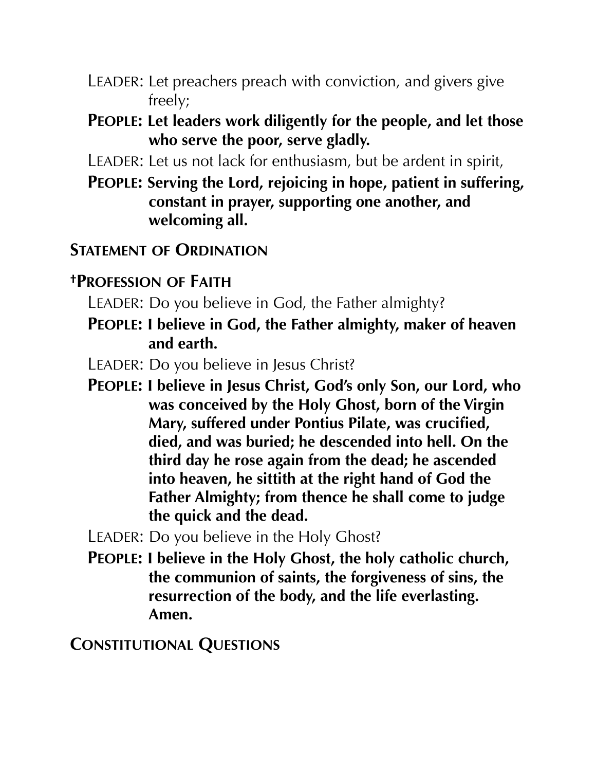LEADER: Let preachers preach with conviction, and givers give freely;

**PEOPLE: Let leaders work diligently for the people, and let those who serve the poor, serve gladly.**

LEADER: Let us not lack for enthusiasm, but be ardent in spirit,

**PEOPLE: Serving the Lord, rejoicing in hope, patient in suffering, constant in prayer, supporting one another, and welcoming all.**

## STATEMENT OF ORDINATION

## †PROFESSION OF FAITH

LEADER: Do you believe in God, the Father almighty?

**PEOPLE: I believe in God, the Father almighty, maker of heaven and earth.**

LEADER: Do you believe in Jesus Christ?

**PEOPLE: I believe in Jesus Christ, God's only Son, our Lord, who was conceived by the Holy Ghost, born of the Virgin Mary, suffered under Pontius Pilate, was crucified, died, and was buried; he descended into hell. On the third day he rose again from the dead; he ascended into heaven, he sittith at the right hand of God the Father Almighty; from thence he shall come to judge the quick and the dead.**

LEADER: Do you believe in the Holy Ghost?

**PEOPLE: I believe in the Holy Ghost, the holy catholic church, the communion of saints, the forgiveness of sins, the resurrection of the body, and the life everlasting. Amen.**

## CONSTITUTIONAL QUESTIONS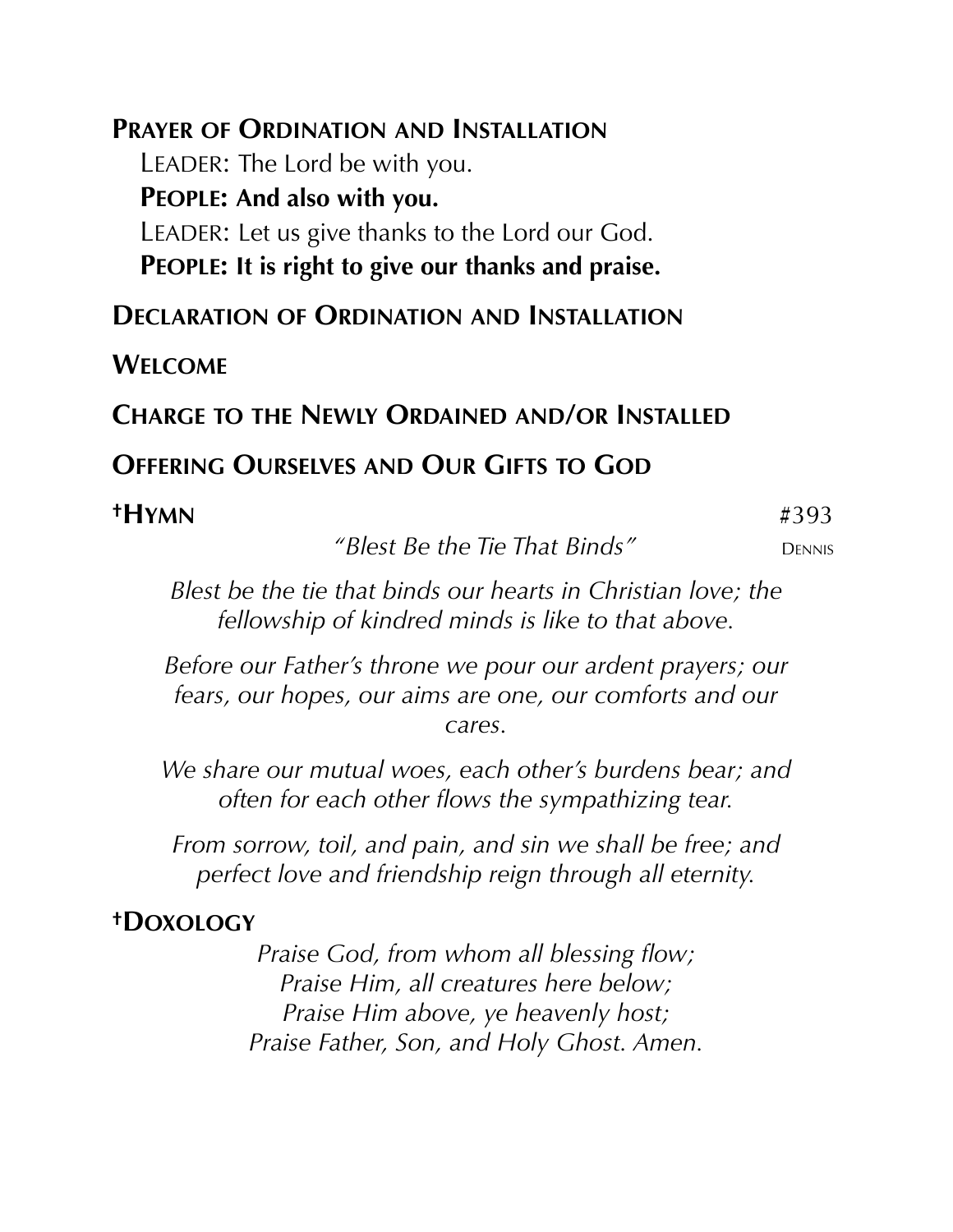**Prayer of Ordination and Installation**

Leader: The Lord be with you.

**People: And also with you.**

Leader: Let us give thanks to the Lord our God.

**People: It is right to give our thanks and praise.**

**Declaration of Ordination and Installation**

**Welcome**

**Charge to the Newly Ordained and/or Installed**

**Offering Ourselves and Our Gifts to God**

**†Hymn** #393

*"Blest Be the Tie That Binds"* Dennis

*Blest be the tie that binds our hearts in Christian love; the fellowship of kindred minds is like to that above.*

*Before our Father's throne we pour our ardent prayers; our fears, our hopes, our aims are one, our comforts and our cares.*

*We share our mutual woes, each other's burdens bear; and often for each other flows the sympathizing tear.*

*From sorrow, toil, and pain, and sin we shall be free; and perfect love and friendship reign through all eternity.*

**†Doxology**

*Praise God, from whom all blessing flow;*
*Praise Him, all creatures here below;*
*Praise Him above, ye heavenly host;*
*Praise Father, Son, and Holy Ghost. Amen.*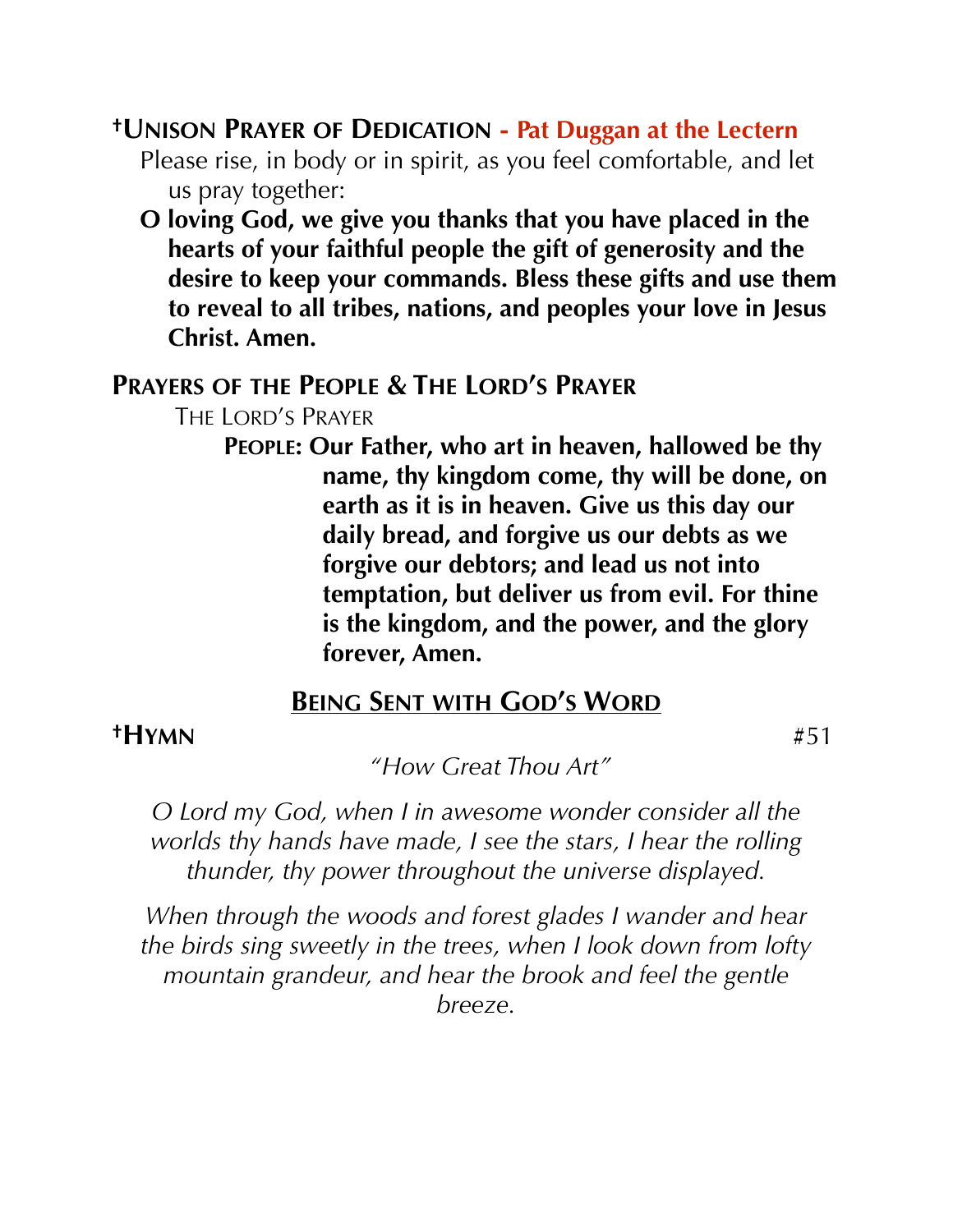**†Unison Prayer of Dedication - Pat Duggan at the Lectern**

Please rise, in body or in spirit, as you feel comfortable, and let us pray together:

**O loving God, we give you thanks that you have placed in the hearts of your faithful people the gift of generosity and the desire to keep your commands. Bless these gifts and use them to reveal to all tribes, nations, and peoples your love in Jesus Christ. Amen.**

**Prayers of the People & The Lord's Prayer**

The Lord's Prayer

**People: Our Father, who art in heaven, hallowed be thy name, thy kingdom come, thy will be done, on earth as it is in heaven. Give us this day our daily bread, and forgive us our debts as we forgive our debtors; and lead us not into temptation, but deliver us from evil. For thine is the kingdom, and the power, and the glory forever, Amen.**

## Being Sent with God's Word

**†Hymn** #51

*"How Great Thou Art"*

*O Lord my God, when I in awesome wonder consider all the worlds thy hands have made, I see the stars, I hear the rolling thunder, thy power throughout the universe displayed.*

*When through the woods and forest glades I wander and hear the birds sing sweetly in the trees, when I look down from lofty mountain grandeur, and hear the brook and feel the gentle breeze.*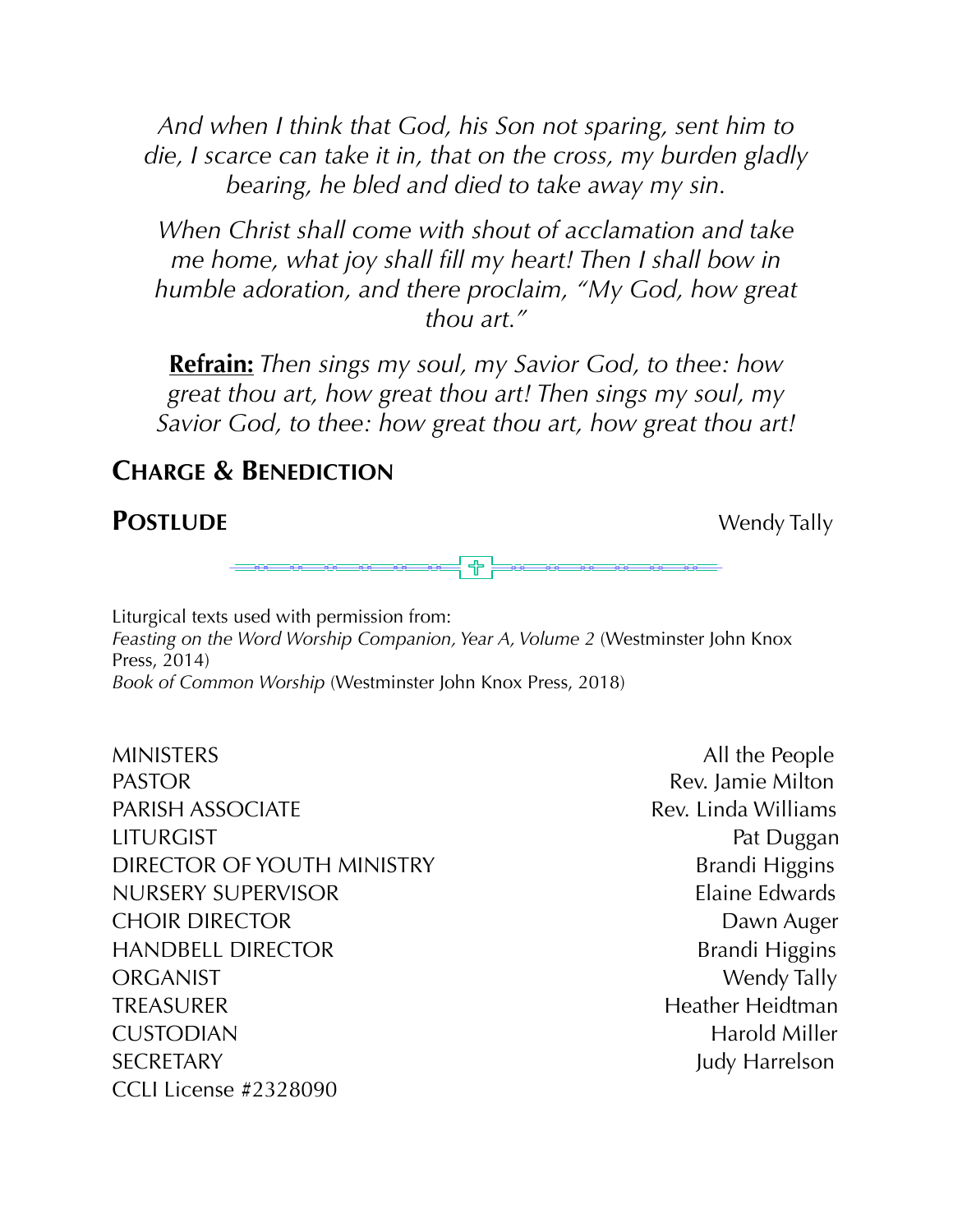*And when I think that God, his Son not sparing, sent him to die, I scarce can take it in, that on the cross, my burden gladly bearing, he bled and died to take away my sin.*

*When Christ shall come with shout of acclamation and take me home, what joy shall fill my heart! Then I shall bow in humble adoration, and there proclaim, "My God, how great thou art."*

**Refrain:** *Then sings my soul, my Savior God, to thee: how great thou art, how great thou art! Then sings my soul, my Savior God, to thee: how great thou art, how great thou art!*

## CHARGE & BENEDICTION

## POSTLUDE — Wendy Tally

Liturgical texts used with permission from:
*Feasting on the Word Worship Companion, Year A, Volume 2* (Westminster John Knox Press, 2014)
*Book of Common Worship* (Westminster John Knox Press, 2018)

| | |
|---|---|
| MINISTERS | All the People |
| PASTOR | Rev. Jamie Milton |
| PARISH ASSOCIATE | Rev. Linda Williams |
| LITURGIST | Pat Duggan |
| DIRECTOR OF YOUTH MINISTRY | Brandi Higgins |
| NURSERY SUPERVISOR | Elaine Edwards |
| CHOIR DIRECTOR | Dawn Auger |
| HANDBELL DIRECTOR | Brandi Higgins |
| ORGANIST | Wendy Tally |
| TREASURER | Heather Heidtman |
| CUSTODIAN | Harold Miller |
| SECRETARY | Judy Harrelson |

CCLI License #2328090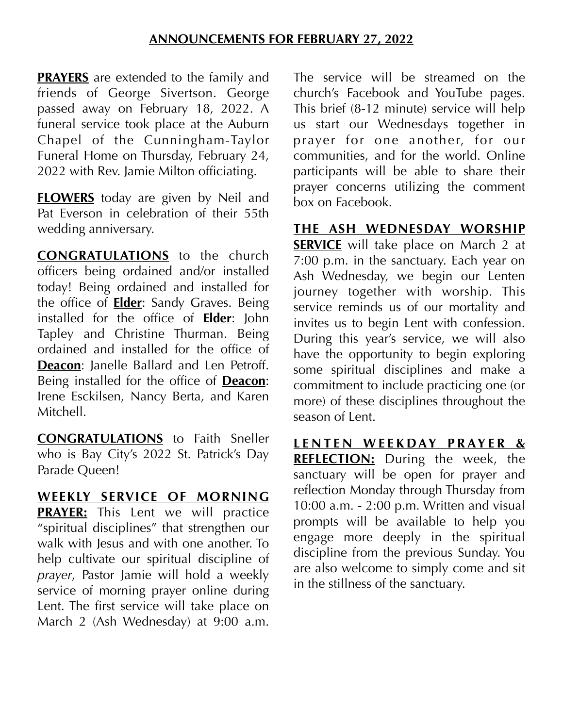## ANNOUNCEMENTS FOR FEBRUARY 27, 2022

**PRAYERS** are extended to the family and friends of George Sivertson. George passed away on February 18, 2022. A funeral service took place at the Auburn Chapel of the Cunningham-Taylor Funeral Home on Thursday, February 24, 2022 with Rev. Jamie Milton officiating.

**FLOWERS** today are given by Neil and Pat Everson in celebration of their 55th wedding anniversary.

**CONGRATULATIONS** to the church officers being ordained and/or installed today! Being ordained and installed for the office of **Elder**: Sandy Graves. Being installed for the office of **Elder**: John Tapley and Christine Thurman. Being ordained and installed for the office of **Deacon**: Janelle Ballard and Len Petroff. Being installed for the office of **Deacon**: Irene Esckilsen, Nancy Berta, and Karen Mitchell.

**CONGRATULATIONS** to Faith Sneller who is Bay City's 2022 St. Patrick's Day Parade Queen!

**WEEKLY SERVICE OF MORNING PRAYER:** This Lent we will practice "spiritual disciplines" that strengthen our walk with Jesus and with one another. To help cultivate our spiritual discipline of *prayer*, Pastor Jamie will hold a weekly service of morning prayer online during Lent. The first service will take place on March 2 (Ash Wednesday) at 9:00 a.m. The service will be streamed on the church's Facebook and YouTube pages. This brief (8-12 minute) service will help us start our Wednesdays together in prayer for one another, for our communities, and for the world. Online participants will be able to share their prayer concerns utilizing the comment box on Facebook.

**THE ASH WEDNESDAY WORSHIP SERVICE** will take place on March 2 at 7:00 p.m. in the sanctuary. Each year on Ash Wednesday, we begin our Lenten journey together with worship. This service reminds us of our mortality and invites us to begin Lent with confession. During this year's service, we will also have the opportunity to begin exploring some spiritual disciplines and make a commitment to include practicing one (or more) of these disciplines throughout the season of Lent.

**LENTEN WEEKDAY PRAYER & REFLECTION:** During the week, the sanctuary will be open for prayer and reflection Monday through Thursday from 10:00 a.m. - 2:00 p.m. Written and visual prompts will be available to help you engage more deeply in the spiritual discipline from the previous Sunday. You are also welcome to simply come and sit in the stillness of the sanctuary.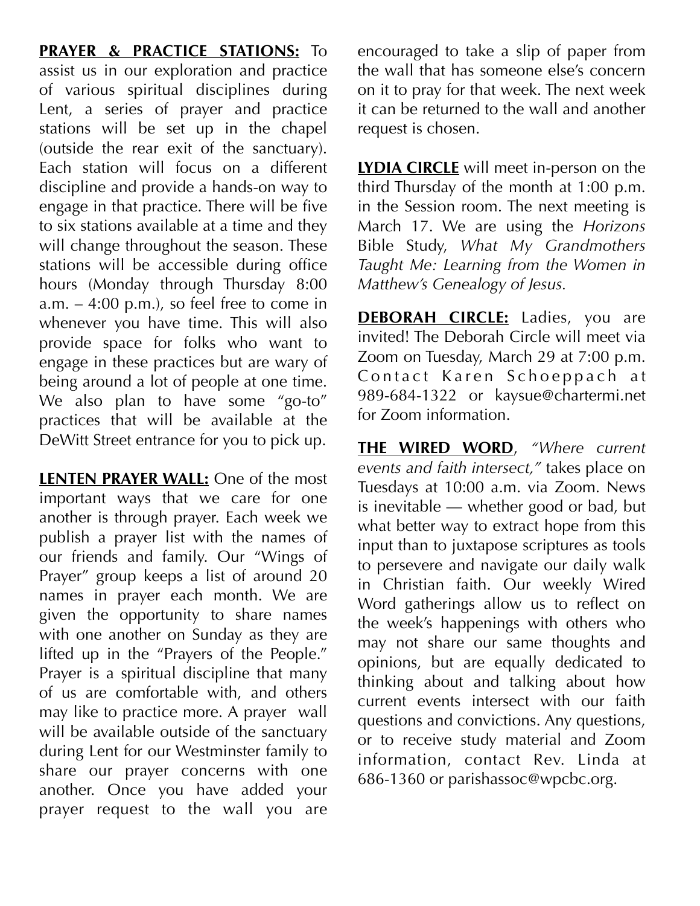**<u>PRAYER & PRACTICE STATIONS:</u>** To assist us in our exploration and practice of various spiritual disciplines during Lent, a series of prayer and practice stations will be set up in the chapel (outside the rear exit of the sanctuary). Each station will focus on a different discipline and provide a hands-on way to engage in that practice. There will be five to six stations available at a time and they will change throughout the season. These stations will be accessible during office hours (Monday through Thursday 8:00 a.m. – 4:00 p.m.), so feel free to come in whenever you have time. This will also provide space for folks who want to engage in these practices but are wary of being around a lot of people at one time. We also plan to have some "go-to" practices that will be available at the DeWitt Street entrance for you to pick up.

**<u>LENTEN PRAYER WALL:</u>** One of the most important ways that we care for one another is through prayer. Each week we publish a prayer list with the names of our friends and family. Our "Wings of Prayer" group keeps a list of around 20 names in prayer each month. We are given the opportunity to share names with one another on Sunday as they are lifted up in the "Prayers of the People." Prayer is a spiritual discipline that many of us are comfortable with, and others may like to practice more. A prayer wall will be available outside of the sanctuary during Lent for our Westminster family to share our prayer concerns with one another. Once you have added your prayer request to the wall you are encouraged to take a slip of paper from the wall that has someone else's concern on it to pray for that week. The next week it can be returned to the wall and another request is chosen.

**<u>LYDIA CIRCLE</u>** will meet in-person on the third Thursday of the month at 1:00 p.m. in the Session room. The next meeting is March 17. We are using the *Horizons* Bible Study, *What My Grandmothers Taught Me: Learning from the Women in Matthew's Genealogy of Jesus.*

**<u>DEBORAH CIRCLE:</u>** Ladies, you are invited! The Deborah Circle will meet via Zoom on Tuesday, March 29 at 7:00 p.m. Contact Karen Schoeppach at 989-684-1322 or kaysue@chartermi.net for Zoom information.

**<u>THE WIRED WORD</u>**, *"Where current events and faith intersect,"* takes place on Tuesdays at 10:00 a.m. via Zoom. News is inevitable — whether good or bad, but what better way to extract hope from this input than to juxtapose scriptures as tools to persevere and navigate our daily walk in Christian faith. Our weekly Wired Word gatherings allow us to reflect on the week's happenings with others who may not share our same thoughts and opinions, but are equally dedicated to thinking about and talking about how current events intersect with our faith questions and convictions. Any questions, or to receive study material and Zoom information, contact Rev. Linda at 686-1360 or parishassoc@wpcbc.org.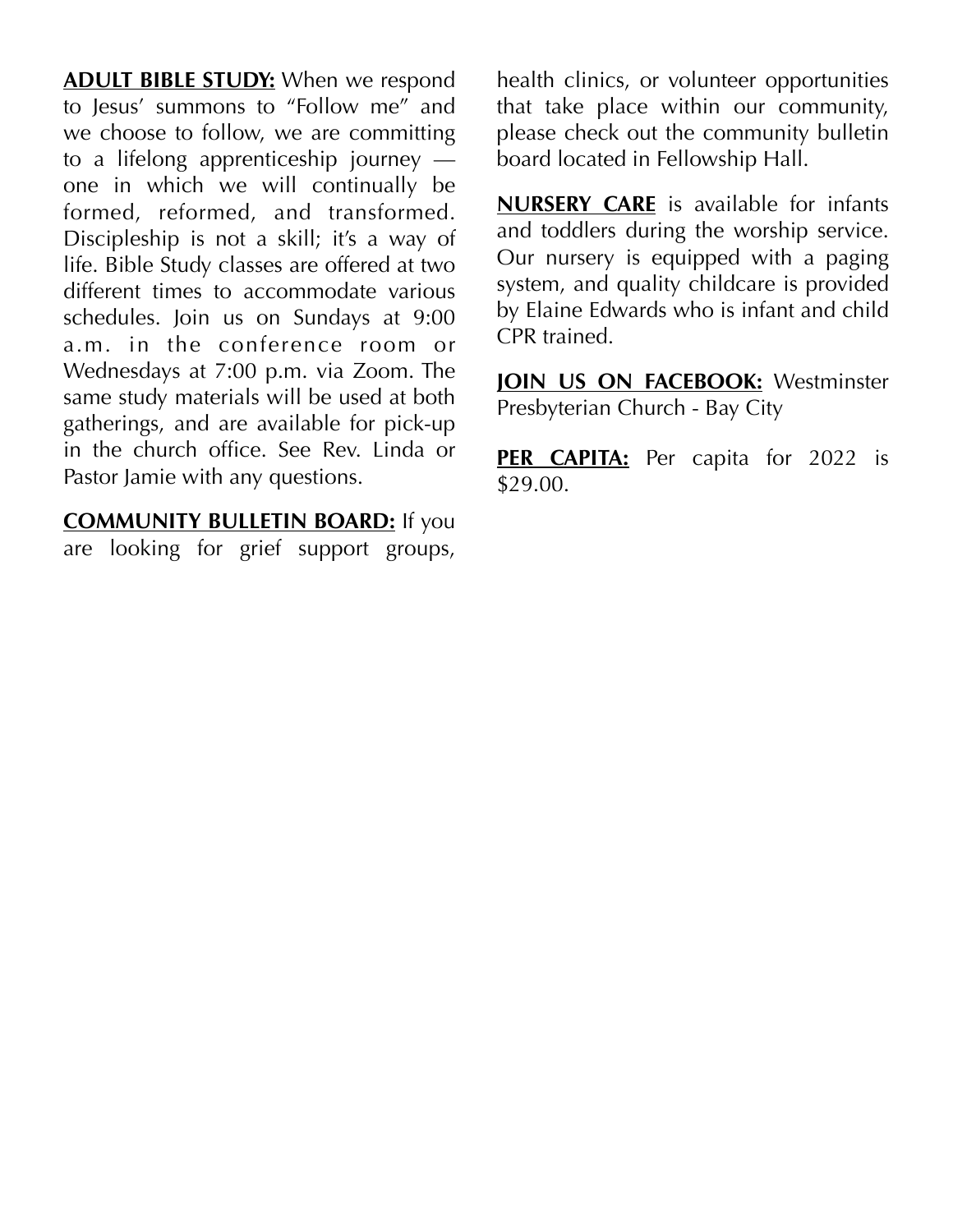**ADULT BIBLE STUDY:** When we respond to Jesus' summons to "Follow me" and we choose to follow, we are committing to a lifelong apprenticeship journey — one in which we will continually be formed, reformed, and transformed. Discipleship is not a skill; it's a way of life. Bible Study classes are offered at two different times to accommodate various schedules. Join us on Sundays at 9:00 a.m. in the conference room or Wednesdays at 7:00 p.m. via Zoom. The same study materials will be used at both gatherings, and are available for pick-up in the church office. See Rev. Linda or Pastor Jamie with any questions.

**COMMUNITY BULLETIN BOARD:** If you are looking for grief support groups, health clinics, or volunteer opportunities that take place within our community, please check out the community bulletin board located in Fellowship Hall.

**NURSERY CARE** is available for infants and toddlers during the worship service. Our nursery is equipped with a paging system, and quality childcare is provided by Elaine Edwards who is infant and child CPR trained.

**JOIN US ON FACEBOOK:** Westminster Presbyterian Church - Bay City

**PER CAPITA:** Per capita for 2022 is $29.00.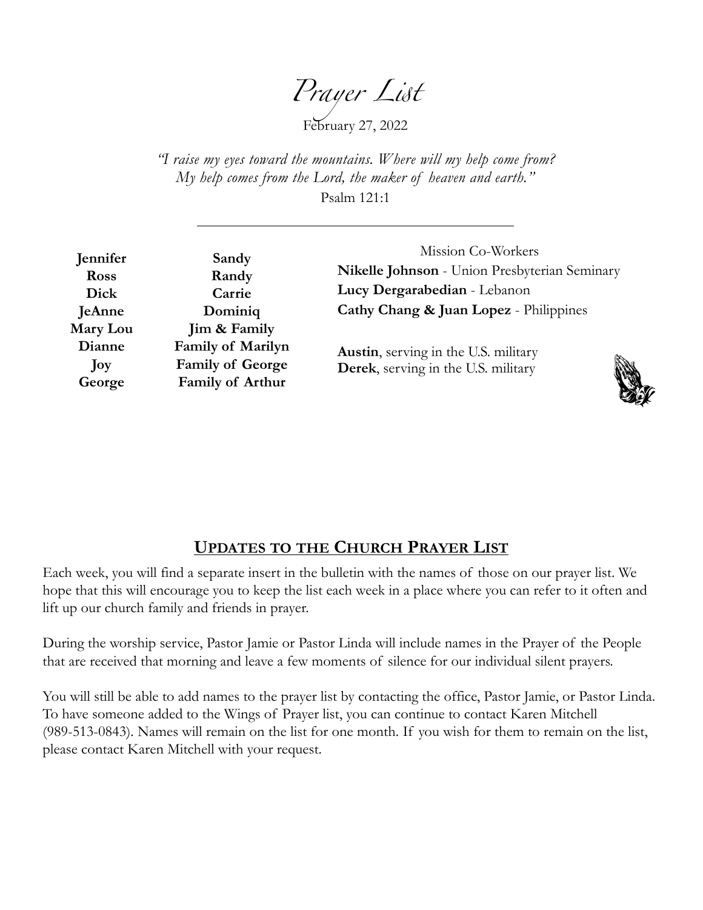# *Prayer List*

February 27, 2022

*"I raise my eyes toward the mountains. Where will my help come from? My help comes from the Lord, the maker of heaven and earth."*

Psalm 121:1

---

**Jennifer**
**Ross**
**Dick**
**JeAnne**
**Mary Lou**
**Dianne**
**Joy**
**George**

**Sandy**
**Randy**
**Carrie**
**Dominiq**
**Jim & Family**
**Family of Marilyn**
**Family of George**
**Family of Arthur**

Mission Co-Workers

**Nikelle Johnson** - Union Presbyterian Seminary
**Lucy Dergarabedian** - Lebanon
**Cathy Chang & Juan Lopez** - Philippines

**Austin**, serving in the U.S. military
**Derek**, serving in the U.S. military

## UPDATES TO THE CHURCH PRAYER LIST

Each week, you will find a separate insert in the bulletin with the names of those on our prayer list. We hope that this will encourage you to keep the list each week in a place where you can refer to it often and lift up our church family and friends in prayer.

During the worship service, Pastor Jamie or Pastor Linda will include names in the Prayer of the People that are received that morning and leave a few moments of silence for our individual silent prayers.

You will still be able to add names to the prayer list by contacting the office, Pastor Jamie, or Pastor Linda. To have someone added to the Wings of Prayer list, you can continue to contact Karen Mitchell (989-513-0843). Names will remain on the list for one month. If you wish for them to remain on the list, please contact Karen Mitchell with your request.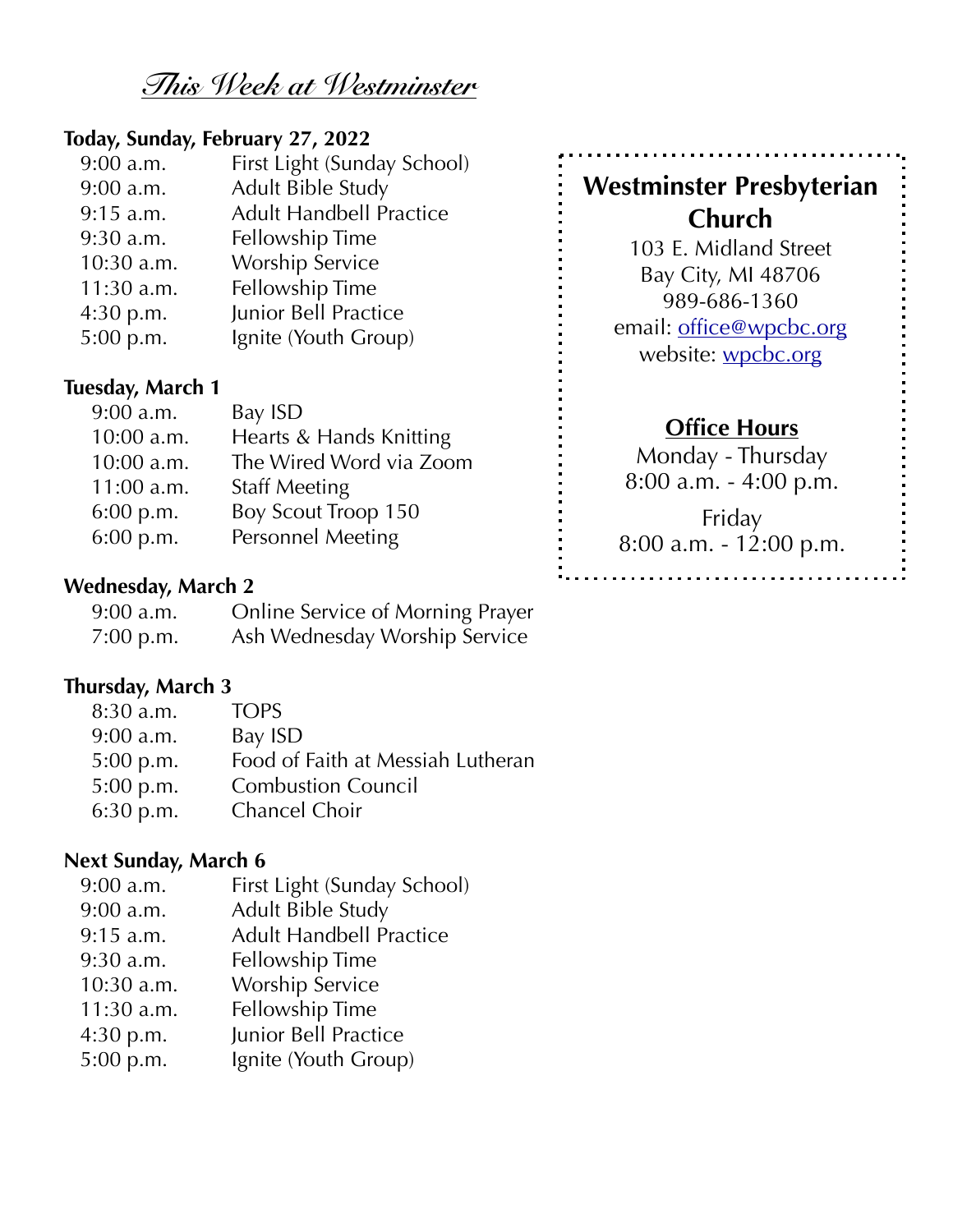# *This Week at Westminster*

**Today, Sunday, February 27, 2022**

| | |
|---|---|
| 9:00 a.m. | First Light (Sunday School) |
| 9:00 a.m. | Adult Bible Study |
| 9:15 a.m. | Adult Handbell Practice |
| 9:30 a.m. | Fellowship Time |
| 10:30 a.m. | Worship Service |
| 11:30 a.m. | Fellowship Time |
| 4:30 p.m. | Junior Bell Practice |
| 5:00 p.m. | Ignite (Youth Group) |

**Tuesday, March 1**

| | |
|---|---|
| 9:00 a.m. | Bay ISD |
| 10:00 a.m. | Hearts & Hands Knitting |
| 10:00 a.m. | The Wired Word via Zoom |
| 11:00 a.m. | Staff Meeting |
| 6:00 p.m. | Boy Scout Troop 150 |
| 6:00 p.m. | Personnel Meeting |

**Wednesday, March 2**

| | |
|---|---|
| 9:00 a.m. | Online Service of Morning Prayer |
| 7:00 p.m. | Ash Wednesday Worship Service |

**Thursday, March 3**

| | |
|---|---|
| 8:30 a.m. | TOPS |
| 9:00 a.m. | Bay ISD |
| 5:00 p.m. | Food of Faith at Messiah Lutheran |
| 5:00 p.m. | Combustion Council |
| 6:30 p.m. | Chancel Choir |

**Next Sunday, March 6**

| | |
|---|---|
| 9:00 a.m. | First Light (Sunday School) |
| 9:00 a.m. | Adult Bible Study |
| 9:15 a.m. | Adult Handbell Practice |
| 9:30 a.m. | Fellowship Time |
| 10:30 a.m. | Worship Service |
| 11:30 a.m. | Fellowship Time |
| 4:30 p.m. | Junior Bell Practice |
| 5:00 p.m. | Ignite (Youth Group) |

## Westminster Presbyterian Church

103 E. Midland Street
Bay City, MI 48706
989-686-1360
email: office@wpcbc.org
website: wpcbc.org

**Office Hours**

Monday - Thursday
8:00 a.m. - 4:00 p.m.

Friday
8:00 a.m. - 12:00 p.m.